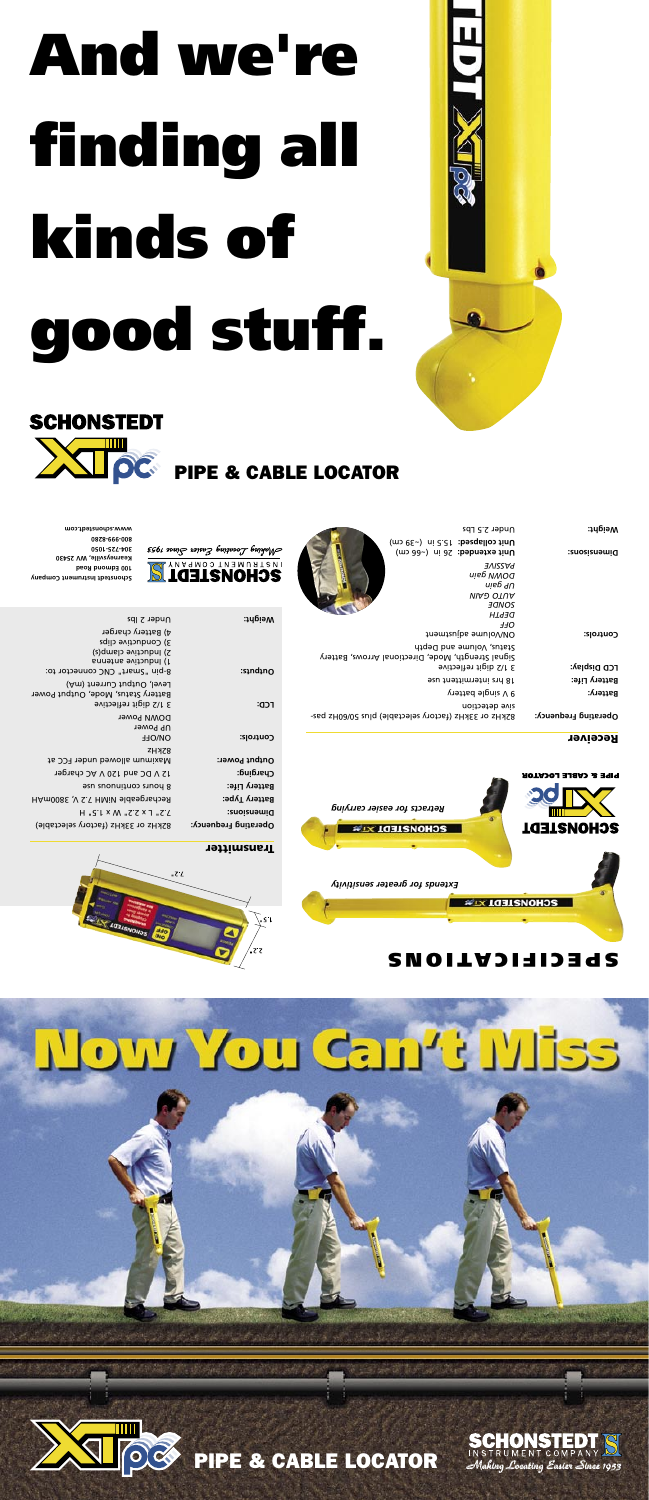# And we're finding all kinds of good stuff.

**SCHONSTEDT**

## XTpc PIPE & CABLE LOCATOR

# SPECIFICATIONS

*Extends for greater sensitivity*

*Retracts for easier carrying*

SCHONSTEDT XTpc PIPE & CABLE LOCATOR

### Receiver

| | |
|---|---|
| **Operating Frequency:** | 82kHz or 33kHz (factory selectable) plus 50/60Hz passive detection |
| **Battery:** | 9 V single battery |
| **Battery Life:** | 18 hrs intermittent use |
| **LCD Display:** | 3 1/2 digit reflective<br>Signal Strength, Mode, Directional Arrows, Battery Status, Volume and Depth |
| **Controls:** | ON/Volume adjustment<br>*OFF*<br>*DEPTH*<br>*SONDE*<br>*AUTO GAIN*<br>*UP gain*<br>*DOWN gain*<br>*PASSIVE* |
| **Dimensions:** | **Unit extended:** 26 in (~66 cm)<br>**Unit collapsed:** 15.5 in (~39 cm) |
| **Weight:** | Under 2.5 Lbs |

### Transmitter

| | |
|---|---|
| **Operating Frequency:** | 82kHz or 33kHz (factory selectable) |
| **Dimensions:** | 7.2" L x 2.2" W x 1.5" H |
| **Battery Type:** | Rechargeable NiMH 7.2 V, 3800mAH |
| **Battery Life:** | 8 hours continuous use |
| **Charging:** | 12 V DC and 120 V AC charger |
| **Output Power:** | Maximum allowed under FCC at 82kHz |
| **Controls:** | ON/OFF<br>UP Power<br>DOWN Power |
| **LCD:** | 3 1/2 digit reflective<br>Battery Status, Mode, Output Power Level, Output Current (mA) |
| **Outputs:** | 8-pin "Smart" CNC connector to:<br>1) Inductive antenna<br>2) Inductive clamp(s)<br>3) Conductive clips<br>4) Battery charger |
| **Weight:** | Under 2 lbs |

SCHONSTEDT INSTRUMENT COMPANY
*Making Locating Easier Since 1953*

Schonstedt Instrument Company
100 Edmond Road
Kearneysville, WV 25430
304-725-1050
800-999-8280
www.schonstedt.com

# Now You Can't Miss

XTpc PIPE & CABLE LOCATOR

SCHONSTEDT INSTRUMENT COMPANY
*Making Locating Easier Since 1953*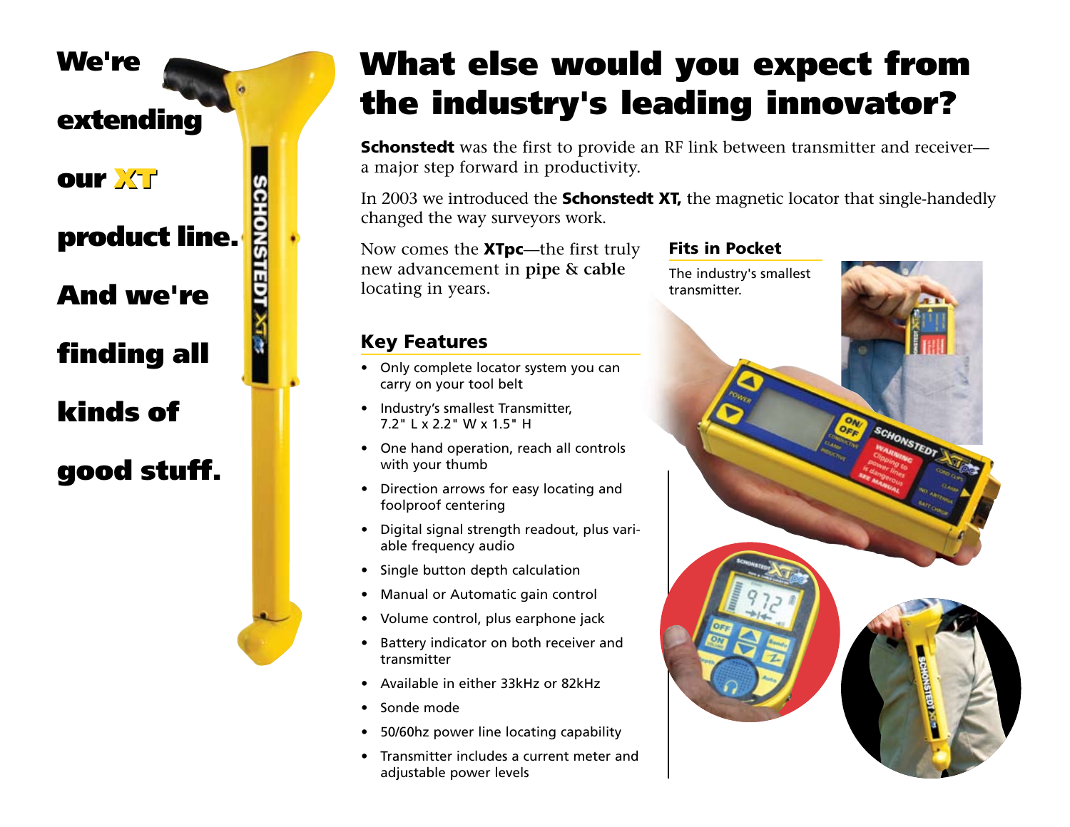**We're extending our XT product line. And we're finding all kinds of good stuff.**

# What else would you expect from the industry's leading innovator?

**Schonstedt** was the first to provide an RF link between transmitter and receiver—a major step forward in productivity.

In 2003 we introduced the **Schonstedt XT,** the magnetic locator that single-handedly changed the way surveyors work.

Now comes the **XTpc**—the first truly new advancement in **pipe & cable** locating in years.

## Key Features

- Only complete locator system you can carry on your tool belt
- Industry's smallest Transmitter, 7.2" L x 2.2" W x 1.5" H
- One hand operation, reach all controls with your thumb
- Direction arrows for easy locating and foolproof centering
- Digital signal strength readout, plus variable frequency audio
- Single button depth calculation
- Manual or Automatic gain control
- Volume control, plus earphone jack
- Battery indicator on both receiver and transmitter
- Available in either 33kHz or 82kHz
- Sonde mode
- 50/60hz power line locating capability
- Transmitter includes a current meter and adjustable power levels

## Fits in Pocket

The industry's smallest transmitter.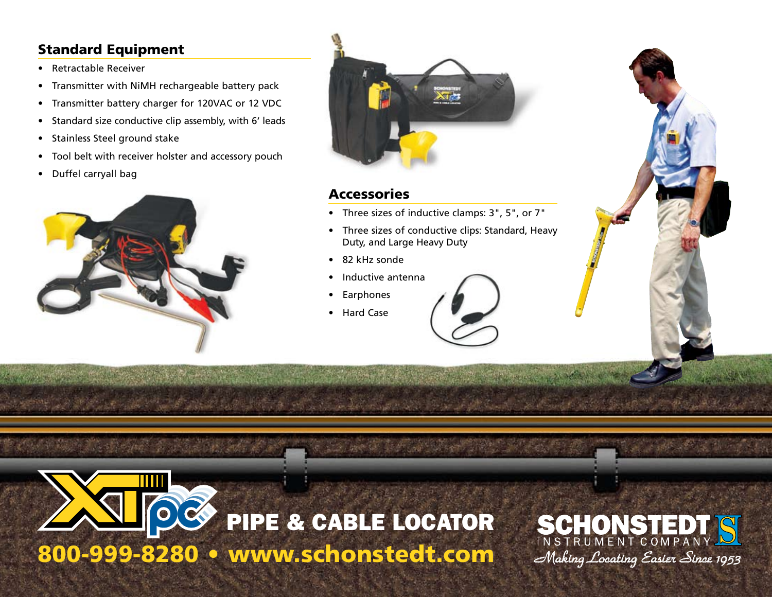## Standard Equipment

- Retractable Receiver
- Transmitter with NiMH rechargeable battery pack
- Transmitter battery charger for 120VAC or 12 VDC
- Standard size conductive clip assembly, with 6' leads
- Stainless Steel ground stake
- Tool belt with receiver holster and accessory pouch
- Duffel carryall bag

## Accessories

- Three sizes of inductive clamps: 3", 5", or 7"
- Three sizes of conductive clips: Standard, Heavy Duty, and Large Heavy Duty
- 82 kHz sonde
- Inductive antenna
- Earphones
- Hard Case

XTpc PIPE & CABLE LOCATOR

800-999-8280 • www.schonstedt.com

SCHONSTEDT INSTRUMENT COMPANY

*Making Locating Easier Since 1953*